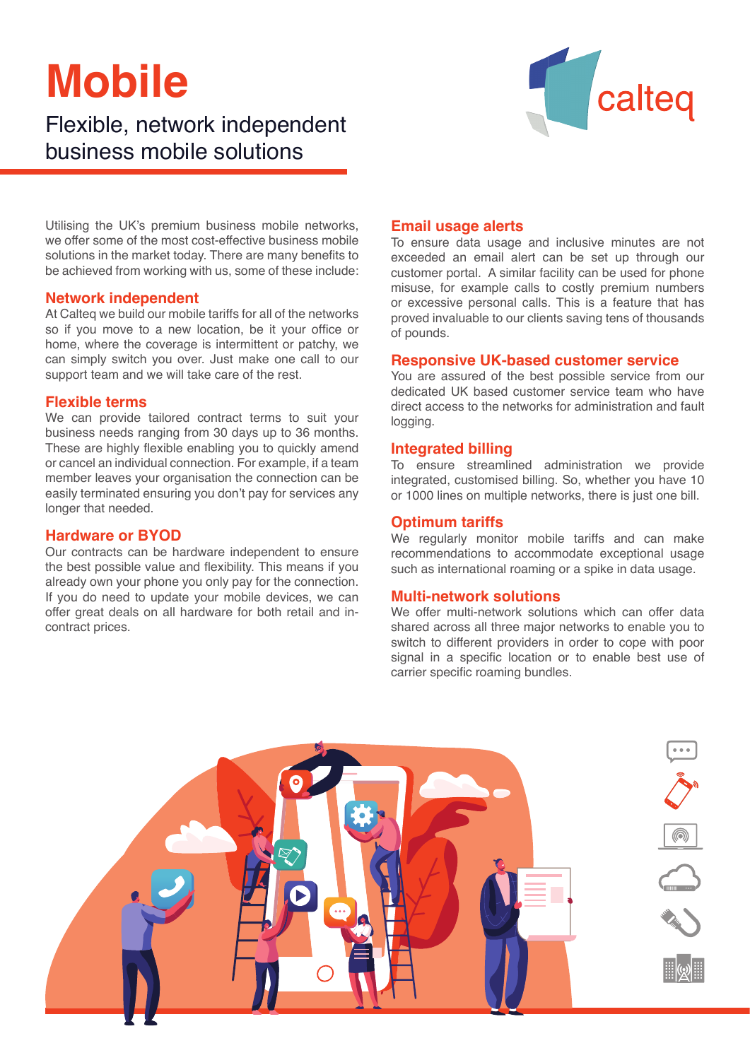# Mobile

## Flexible, network independent business mobile solutions

calteq

Utilising the UK's premium business mobile networks, we offer some of the most cost-effective business mobile solutions in the market today. There are many benefits to be achieved from working with us, some of these include:

### Network independent

At Calteq we build our mobile tariffs for all of the networks so if you move to a new location, be it your office or home, where the coverage is intermittent or patchy, we can simply switch you over. Just make one call to our support team and we will take care of the rest.

### Flexible terms

We can provide tailored contract terms to suit your business needs ranging from 30 days up to 36 months. These are highly flexible enabling you to quickly amend or cancel an individual connection. For example, if a team member leaves your organisation the connection can be easily terminated ensuring you don't pay for services any longer that needed.

### Hardware or BYOD

Our contracts can be hardware independent to ensure the best possible value and flexibility. This means if you already own your phone you only pay for the connection. If you do need to update your mobile devices, we can offer great deals on all hardware for both retail and in-contract prices.

### Email usage alerts

To ensure data usage and inclusive minutes are not exceeded an email alert can be set up through our customer portal. A similar facility can be used for phone misuse, for example calls to costly premium numbers or excessive personal calls. This is a feature that has proved invaluable to our clients saving tens of thousands of pounds.

### Responsive UK-based customer service

You are assured of the best possible service from our dedicated UK based customer service team who have direct access to the networks for administration and fault logging.

### Integrated billing

To ensure streamlined administration we provide integrated, customised billing. So, whether you have 10 or 1000 lines on multiple networks, there is just one bill.

### Optimum tariffs

We regularly monitor mobile tariffs and can make recommendations to accommodate exceptional usage such as international roaming or a spike in data usage.

### Multi-network solutions

We offer multi-network solutions which can offer data shared across all three major networks to enable you to switch to different providers in order to cope with poor signal in a specific location or to enable best use of carrier specific roaming bundles.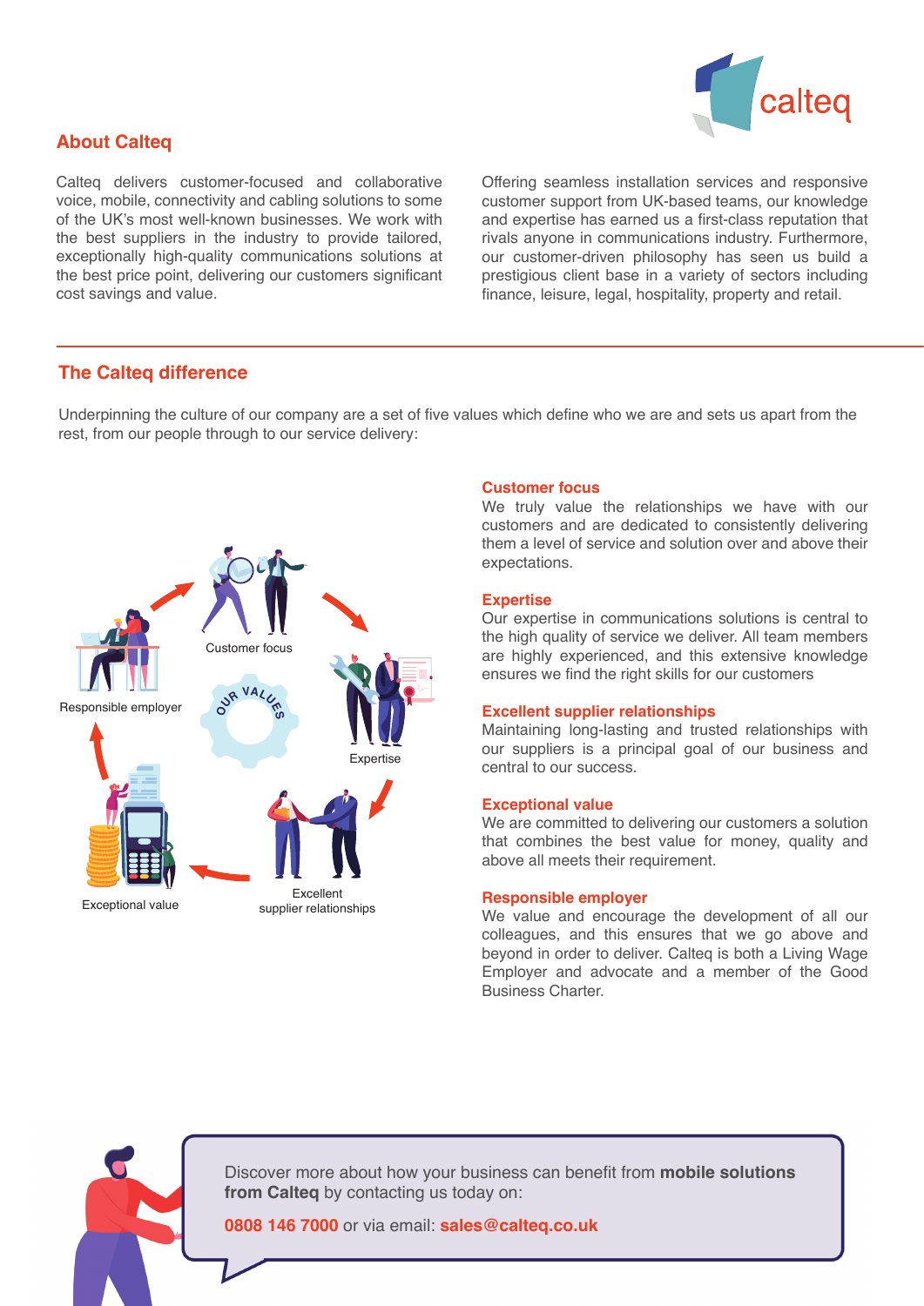## About Calteq

Calteq delivers customer-focused and collaborative voice, mobile, connectivity and cabling solutions to some of the UK's most well-known businesses. We work with the best suppliers in the industry to provide tailored, exceptionally high-quality communications solutions at the best price point, delivering our customers significant cost savings and value.

Offering seamless installation services and responsive customer support from UK-based teams, our knowledge and expertise has earned us a first-class reputation that rivals anyone in communications industry. Furthermore, our customer-driven philosophy has seen us build a prestigious client base in a variety of sectors including finance, leisure, legal, hospitality, property and retail.

## The Calteq difference

Underpinning the culture of our company are a set of five values which define who we are and sets us apart from the rest, from our people through to our service delivery:

OUR VALUES

Customer focus

Expertise

Excellent supplier relationships

Exceptional value

Responsible employer

### Customer focus

We truly value the relationships we have with our customers and are dedicated to consistently delivering them a level of service and solution over and above their expectations.

### Expertise

Our expertise in communications solutions is central to the high quality of service we deliver. All team members are highly experienced, and this extensive knowledge ensures we find the right skills for our customers

### Excellent supplier relationships

Maintaining long-lasting and trusted relationships with our suppliers is a principal goal of our business and central to our success.

### Exceptional value

We are committed to delivering our customers a solution that combines the best value for money, quality and above all meets their requirement.

### Responsible employer

We value and encourage the development of all our colleagues, and this ensures that we go above and beyond in order to deliver. Calteq is both a Living Wage Employer and advocate and a member of the Good Business Charter.

Discover more about how your business can benefit from **mobile solutions from Calteq** by contacting us today on:

**0808 146 7000** or via email: **sales@calteq.co.uk**